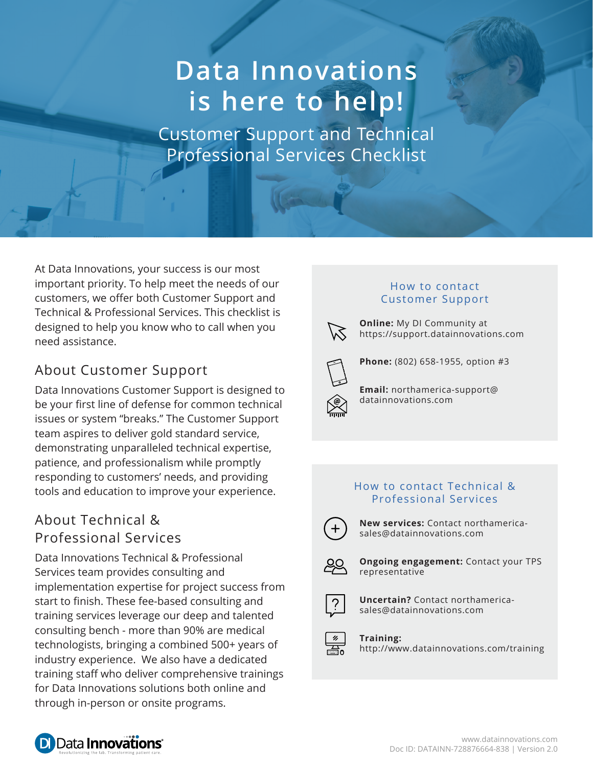# Data Innovations is here to help!

## Customer Support and Technical Professional Services Checklist

At Data Innovations, your success is our most important priority. To help meet the needs of our customers, we offer both Customer Support and Technical & Professional Services. This checklist is designed to help you know who to call when you need assistance.

## About Customer Support

Data Innovations Customer Support is designed to be your first line of defense for common technical issues or system "breaks." The Customer Support team aspires to deliver gold standard service, demonstrating unparalleled technical expertise, patience, and professionalism while promptly responding to customers' needs, and providing tools and education to improve your experience.

## About Technical & Professional Services

Data Innovations Technical & Professional Services team provides consulting and implementation expertise for project success from start to finish. These fee-based consulting and training services leverage our deep and talented consulting bench - more than 90% are medical technologists, bringing a combined 500+ years of industry experience. We also have a dedicated training staff who deliver comprehensive trainings for Data Innovations solutions both online and through in-person or onsite programs.

### How to contact Customer Support

**Online:** My DI Community at https://support.datainnovations.com

**Phone:** (802) 658-1955, option #3

**Email:** northamerica-support@datainnovations.com

### How to contact Technical & Professional Services

**New services:** Contact northamerica-sales@datainnovations.com

**Ongoing engagement:** Contact your TPS representative

**Uncertain?** Contact northamerica-sales@datainnovations.com

**Training:** http://www.datainnovations.com/training

www.datainnovations.com
Doc ID: DATAINN-728876664-838 | Version 2.0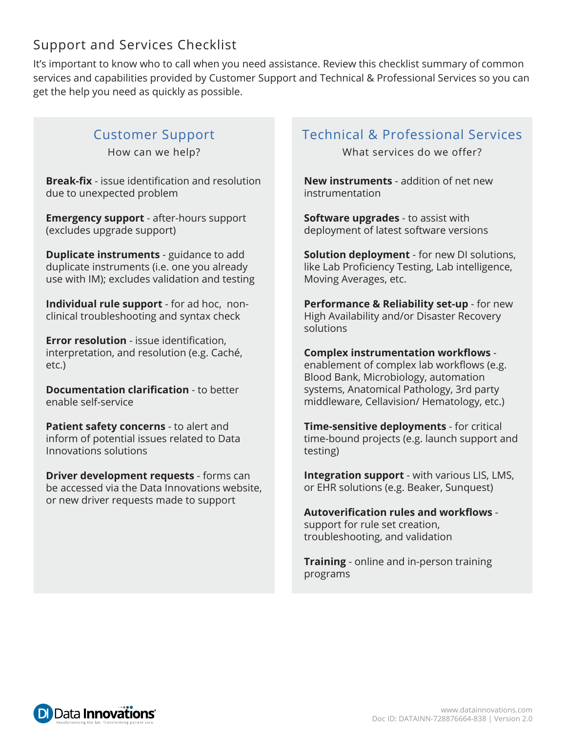# Support and Services Checklist

It's important to know who to call when you need assistance. Review this checklist summary of common services and capabilities provided by Customer Support and Technical & Professional Services so you can get the help you need as quickly as possible.

## Customer Support

How can we help?

**Break-fix** - issue identification and resolution due to unexpected problem

**Emergency support** - after-hours support (excludes upgrade support)

**Duplicate instruments** - guidance to add duplicate instruments (i.e. one you already use with IM); excludes validation and testing

**Individual rule support** - for ad hoc, non-clinical troubleshooting and syntax check

**Error resolution** - issue identification, interpretation, and resolution (e.g. Caché, etc.)

**Documentation clarification** - to better enable self-service

**Patient safety concerns** - to alert and inform of potential issues related to Data Innovations solutions

**Driver development requests** - forms can be accessed via the Data Innovations website, or new driver requests made to support

## Technical & Professional Services

What services do we offer?

**New instruments** - addition of net new instrumentation

**Software upgrades** - to assist with deployment of latest software versions

**Solution deployment** - for new DI solutions, like Lab Proficiency Testing, Lab intelligence, Moving Averages, etc.

**Performance & Reliability set-up** - for new High Availability and/or Disaster Recovery solutions

**Complex instrumentation workflows** - enablement of complex lab workflows (e.g. Blood Bank, Microbiology, automation systems, Anatomical Pathology, 3rd party middleware, Cellavision/ Hematology, etc.)

**Time-sensitive deployments** - for critical time-bound projects (e.g. launch support and testing)

**Integration support** - with various LIS, LMS, or EHR solutions (e.g. Beaker, Sunquest)

**Autoverification rules and workflows** - support for rule set creation, troubleshooting, and validation

**Training** - online and in-person training programs

www.datainnovations.com
Doc ID: DATAINN-728876664-838 | Version 2.0